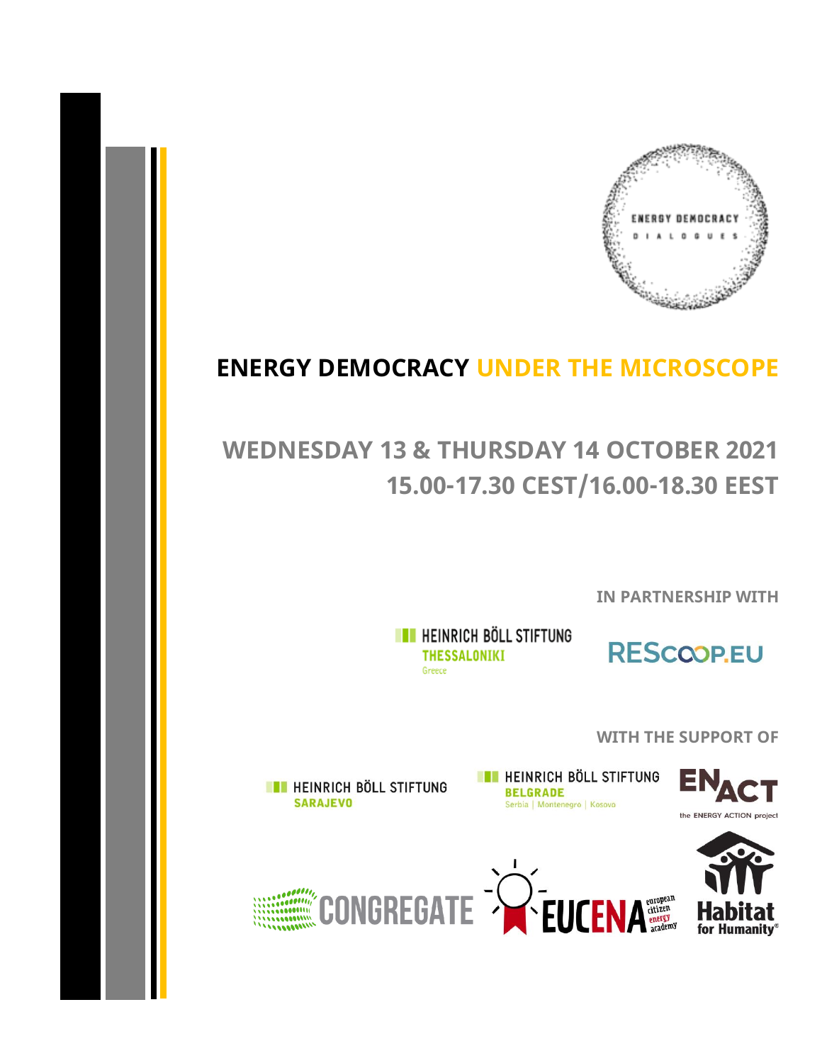ENERGY DEMOCRACY

DIALOGUES

# ENERGY DEMOCRACY UNDER THE MICROSCOPE

## WEDNESDAY 13 & THURSDAY 14 OCTOBER 2021
## 15.00-17.30 CEST/16.00-18.30 EEST

**IN PARTNERSHIP WITH**

HEINRICH BÖLL STIFTUNG THESSALONIKI Greece

RESCOOP.EU

**WITH THE SUPPORT OF**

HEINRICH BÖLL STIFTUNG SARAJEVO

HEINRICH BÖLL STIFTUNG BELGRADE Serbia | Montenegro | Kosovo

ENACT the ENERGY ACTION project

CONGREGATE

EUCENA european citizen energy academy

Habitat for Humanity®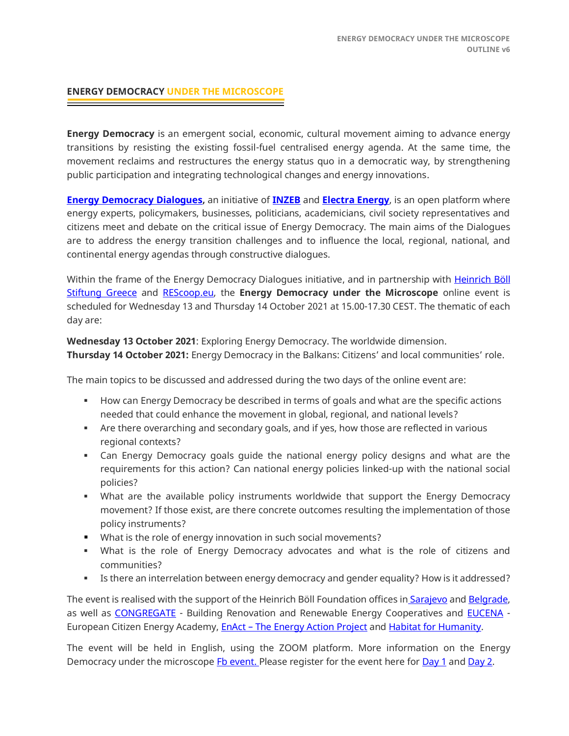## ENERGY DEMOCRACY UNDER THE MICROSCOPE

**Energy Democracy** is an emergent social, economic, cultural movement aiming to advance energy transitions by resisting the existing fossil-fuel centralised energy agenda. At the same time, the movement reclaims and restructures the energy status quo in a democratic way, by strengthening public participation and integrating technological changes and energy innovations.

**Energy Democracy Dialogues**, an initiative of **INZEB** and **Electra Energy**, is an open platform where energy experts, policymakers, businesses, politicians, academicians, civil society representatives and citizens meet and debate on the critical issue of Energy Democracy. The main aims of the Dialogues are to address the energy transition challenges and to influence the local, regional, national, and continental energy agendas through constructive dialogues.

Within the frame of the Energy Democracy Dialogues initiative, and in partnership with Heinrich Böll Stiftung Greece and REScoop.eu, the **Energy Democracy under the Microscope** online event is scheduled for Wednesday 13 and Thursday 14 October 2021 at 15.00-17.30 CEST. The thematic of each day are:

**Wednesday 13 October 2021**: Exploring Energy Democracy. The worldwide dimension.
**Thursday 14 October 2021:** Energy Democracy in the Balkans: Citizens' and local communities' role.

The main topics to be discussed and addressed during the two days of the online event are:

- How can Energy Democracy be described in terms of goals and what are the specific actions needed that could enhance the movement in global, regional, and national levels?
- Are there overarching and secondary goals, and if yes, how those are reflected in various regional contexts?
- Can Energy Democracy goals guide the national energy policy designs and what are the requirements for this action? Can national energy policies linked-up with the national social policies?
- What are the available policy instruments worldwide that support the Energy Democracy movement? If those exist, are there concrete outcomes resulting the implementation of those policy instruments?
- What is the role of energy innovation in such social movements?
- What is the role of Energy Democracy advocates and what is the role of citizens and communities?
- Is there an interrelation between energy democracy and gender equality? How is it addressed?

The event is realised with the support of the Heinrich Böll Foundation offices in Sarajevo and Belgrade, as well as CONGREGATE - Building Renovation and Renewable Energy Cooperatives and EUCENA - European Citizen Energy Academy, EnAct – The Energy Action Project and Habitat for Humanity.

The event will be held in English, using the ZOOM platform. More information on the Energy Democracy under the microscope Fb event. Please register for the event here for Day 1 and Day 2.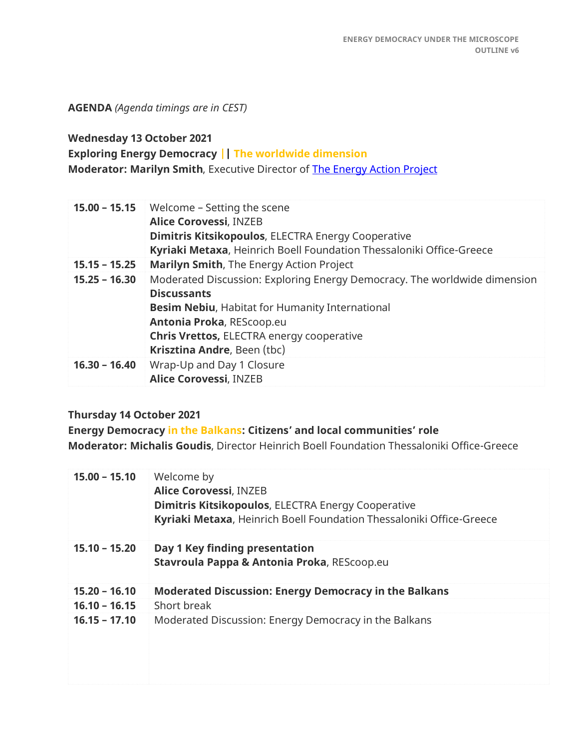**AGENDA** *(Agenda timings are in CEST)*

**Wednesday 13 October 2021**
**Exploring Energy Democracy || The worldwide dimension**
**Moderator: Marilyn Smith**, Executive Director of The Energy Action Project

| | |
|---|---|
| **15.00 – 15.15** | Welcome – Setting the scene<br>**Alice Corovessi**, INZEB<br>**Dimitris Kitsikopoulos**, ELECTRA Energy Cooperative<br>**Kyriaki Metaxa**, Heinrich Boell Foundation Thessaloniki Office-Greece |
| **15.15 – 15.25** | **Marilyn Smith**, The Energy Action Project |
| **15.25 – 16.30** | Moderated Discussion: Exploring Energy Democracy. The worldwide dimension<br>**Discussants**<br>**Besim Nebiu**, Habitat for Humanity International<br>**Antonia Proka**, REScoop.eu<br>**Chris Vrettos,** ELECTRA energy cooperative<br>**Krisztina Andre**, Been (tbc) |
| **16.30 – 16.40** | Wrap-Up and Day 1 Closure<br>**Alice Corovessi**, INZEB |

**Thursday 14 October 2021**
**Energy Democracy in the Balkans: Citizens' and local communities' role**
**Moderator: Michalis Goudis**, Director Heinrich Boell Foundation Thessaloniki Office-Greece

| | |
|---|---|
| **15.00 – 15.10** | Welcome by<br>**Alice Corovessi**, INZEB<br>**Dimitris Kitsikopoulos**, ELECTRA Energy Cooperative<br>**Kyriaki Metaxa**, Heinrich Boell Foundation Thessaloniki Office-Greece |
| **15.10 – 15.20** | **Day 1 Key finding presentation**<br>**Stavroula Pappa & Antonia Proka**, REScoop.eu |
| **15.20 – 16.10** | **Moderated Discussion: Energy Democracy in the Balkans** |
| **16.10 – 16.15** | Short break |
| **16.15 – 17.10** | Moderated Discussion: Energy Democracy in the Balkans |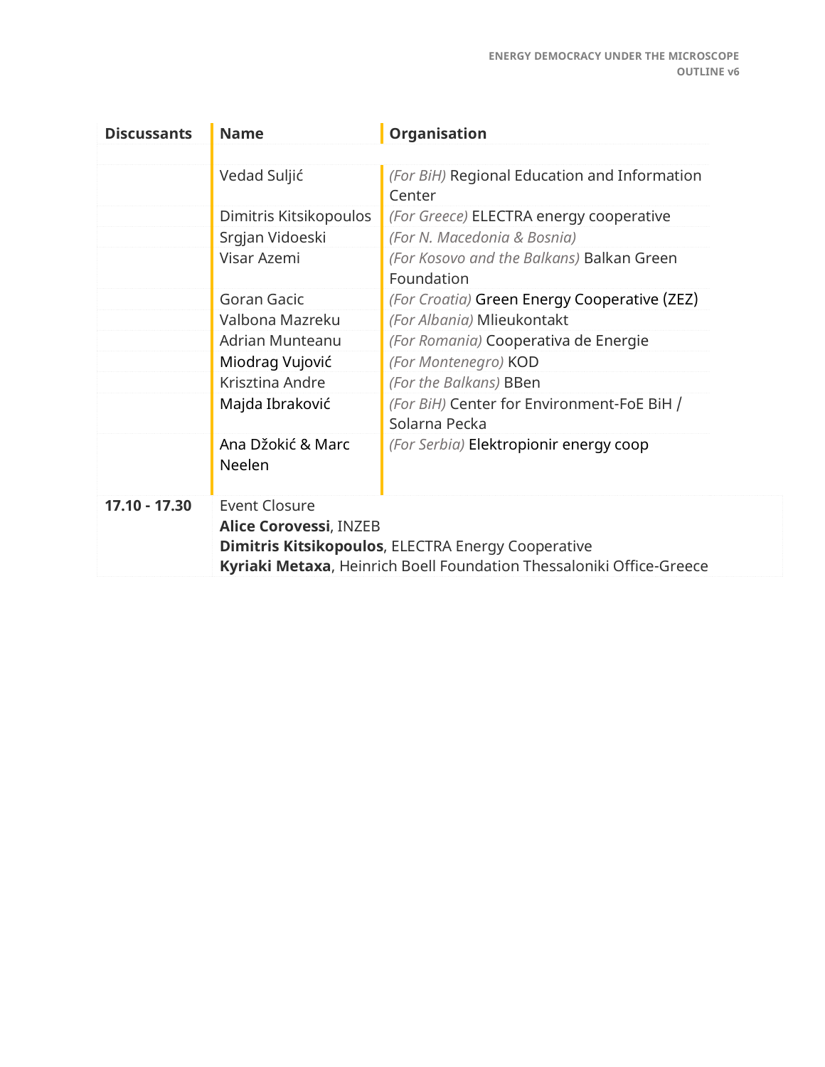| Discussants | Name | Organisation |
|---|---|---|
| | Vedad Suljić | *(For BiH)* Regional Education and Information Center |
| | Dimitris Kitsikopoulos | *(For Greece)* ELECTRA energy cooperative |
| | Srgjan Vidoeski | *(For N. Macedonia & Bosnia)* |
| | Visar Azemi | *(For Kosovo and the Balkans)* Balkan Green Foundation |
| | Goran Gacic | *(For Croatia)* Green Energy Cooperative (ZEZ) |
| | Valbona Mazreku | *(For Albania)* Mlieukontakt |
| | Adrian Munteanu | *(For Romania)* Cooperativa de Energie |
| | Miodrag Vujović | *(For Montenegro)* KOD |
| | Krisztina Andre | *(For the Balkans)* BBen |
| | Majda Ibraković | *(For BiH)* Center for Environment-FoE BiH / Solarna Pecka |
| | Ana Džokić & Marc Neelen | *(For Serbia)* Elektropionir energy coop |
| **17.10 - 17.30** | Event Closure<br>**Alice Corovessi**, INZEB<br>**Dimitris Kitsikopoulos**, ELECTRA Energy Cooperative<br>**Kyriaki Metaxa**, Heinrich Boell Foundation Thessaloniki Office-Greece | |